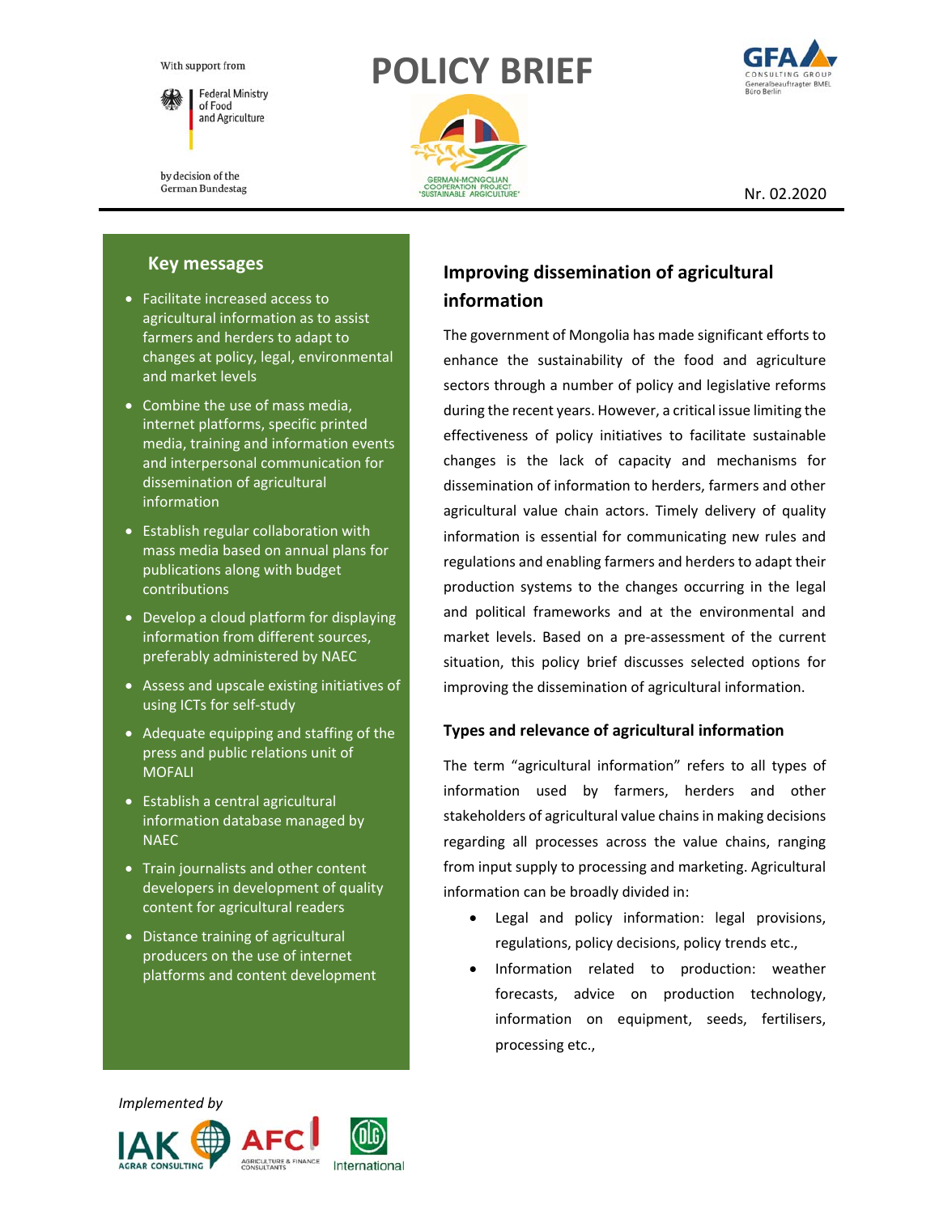With support from

Federal Ministry of Food and Agriculture

by decision of the German Bundestag

# POLICY BRIEF

GERMAN-MONGOLIAN COOPERATION PROJECT "SUSTAINABLE AGRICULTURE"

GFA CONSULTING GROUP Generalbeauftragter BMEL Büro Berlin

Nr. 02.2020

## Key messages

- Facilitate increased access to agricultural information as to assist farmers and herders to adapt to changes at policy, legal, environmental and market levels
- Combine the use of mass media, internet platforms, specific printed media, training and information events and interpersonal communication for dissemination of agricultural information
- Establish regular collaboration with mass media based on annual plans for publications along with budget contributions
- Develop a cloud platform for displaying information from different sources, preferably administered by NAEC
- Assess and upscale existing initiatives of using ICTs for self-study
- Adequate equipping and staffing of the press and public relations unit of MOFALI
- Establish a central agricultural information database managed by NAEC
- Train journalists and other content developers in development of quality content for agricultural readers
- Distance training of agricultural producers on the use of internet platforms and content development

*Implemented by*

IAK AGRAR CONSULTING, AFC AGRICULTURE & FINANCE CONSULTANTS, DLG International

## Improving dissemination of agricultural information

The government of Mongolia has made significant efforts to enhance the sustainability of the food and agriculture sectors through a number of policy and legislative reforms during the recent years. However, a critical issue limiting the effectiveness of policy initiatives to facilitate sustainable changes is the lack of capacity and mechanisms for dissemination of information to herders, farmers and other agricultural value chain actors. Timely delivery of quality information is essential for communicating new rules and regulations and enabling farmers and herders to adapt their production systems to the changes occurring in the legal and political frameworks and at the environmental and market levels. Based on a pre-assessment of the current situation, this policy brief discusses selected options for improving the dissemination of agricultural information.

### Types and relevance of agricultural information

The term "agricultural information" refers to all types of information used by farmers, herders and other stakeholders of agricultural value chains in making decisions regarding all processes across the value chains, ranging from input supply to processing and marketing. Agricultural information can be broadly divided in:

- Legal and policy information: legal provisions, regulations, policy decisions, policy trends etc.,
- Information related to production: weather forecasts, advice on production technology, information on equipment, seeds, fertilisers, processing etc.,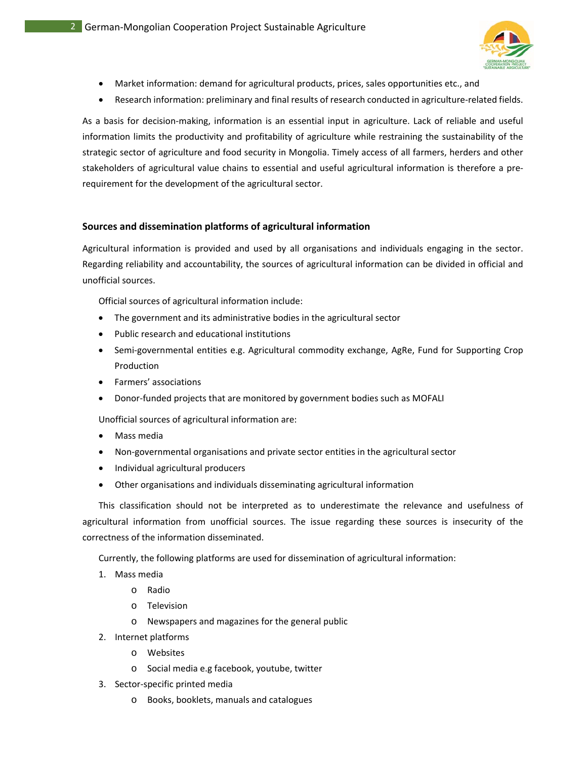- Market information: demand for agricultural products, prices, sales opportunities etc., and
- Research information: preliminary and final results of research conducted in agriculture-related fields.

As a basis for decision-making, information is an essential input in agriculture. Lack of reliable and useful information limits the productivity and profitability of agriculture while restraining the sustainability of the strategic sector of agriculture and food security in Mongolia. Timely access of all farmers, herders and other stakeholders of agricultural value chains to essential and useful agricultural information is therefore a pre-requirement for the development of the agricultural sector.

### Sources and dissemination platforms of agricultural information

Agricultural information is provided and used by all organisations and individuals engaging in the sector. Regarding reliability and accountability, the sources of agricultural information can be divided in official and unofficial sources.

Official sources of agricultural information include:

- The government and its administrative bodies in the agricultural sector
- Public research and educational institutions
- Semi-governmental entities e.g. Agricultural commodity exchange, AgRe, Fund for Supporting Crop Production
- Farmers' associations
- Donor-funded projects that are monitored by government bodies such as MOFALI

Unofficial sources of agricultural information are:

- Mass media
- Non-governmental organisations and private sector entities in the agricultural sector
- Individual agricultural producers
- Other organisations and individuals disseminating agricultural information

This classification should not be interpreted as to underestimate the relevance and usefulness of agricultural information from unofficial sources. The issue regarding these sources is insecurity of the correctness of the information disseminated.

Currently, the following platforms are used for dissemination of agricultural information:

1. Mass media
   - Radio
   - Television
   - Newspapers and magazines for the general public
2. Internet platforms
   - Websites
   - Social media e.g facebook, youtube, twitter
3. Sector-specific printed media
   - Books, booklets, manuals and catalogues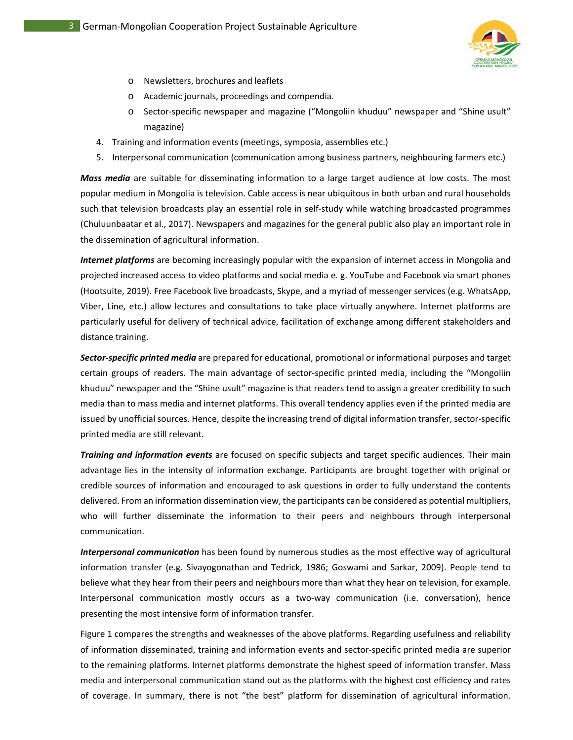- Newsletters, brochures and leaflets
    - Academic journals, proceedings and compendia.
    - Sector-specific newspaper and magazine (“Mongoliin khuduu” newspaper and “Shine usult” magazine)
4. Training and information events (meetings, symposia, assemblies etc.)
5. Interpersonal communication (communication among business partners, neighbouring farmers etc.)

***Mass media*** are suitable for disseminating information to a large target audience at low costs. The most popular medium in Mongolia is television. Cable access is near ubiquitous in both urban and rural households such that television broadcasts play an essential role in self-study while watching broadcasted programmes (Chuluunbaatar et al., 2017). Newspapers and magazines for the general public also play an important role in the dissemination of agricultural information.

***Internet platforms*** are becoming increasingly popular with the expansion of internet access in Mongolia and projected increased access to video platforms and social media e. g. YouTube and Facebook via smart phones (Hootsuite, 2019). Free Facebook live broadcasts, Skype, and a myriad of messenger services (e.g. WhatsApp, Viber, Line, etc.) allow lectures and consultations to take place virtually anywhere. Internet platforms are particularly useful for delivery of technical advice, facilitation of exchange among different stakeholders and distance training.

***Sector-specific printed media*** are prepared for educational, promotional or informational purposes and target certain groups of readers. The main advantage of sector-specific printed media, including the “Mongoliin khuduu” newspaper and the “Shine usult” magazine is that readers tend to assign a greater credibility to such media than to mass media and internet platforms. This overall tendency applies even if the printed media are issued by unofficial sources. Hence, despite the increasing trend of digital information transfer, sector-specific printed media are still relevant.

***Training and information events*** are focused on specific subjects and target specific audiences. Their main advantage lies in the intensity of information exchange. Participants are brought together with original or credible sources of information and encouraged to ask questions in order to fully understand the contents delivered. From an information dissemination view, the participants can be considered as potential multipliers, who will further disseminate the information to their peers and neighbours through interpersonal communication.

***Interpersonal communication*** has been found by numerous studies as the most effective way of agricultural information transfer (e.g. Sivayogonathan and Tedrick, 1986; Goswami and Sarkar, 2009). People tend to believe what they hear from their peers and neighbours more than what they hear on television, for example. Interpersonal communication mostly occurs as a two-way communication (i.e. conversation), hence presenting the most intensive form of information transfer.

Figure 1 compares the strengths and weaknesses of the above platforms. Regarding usefulness and reliability of information disseminated, training and information events and sector-specific printed media are superior to the remaining platforms. Internet platforms demonstrate the highest speed of information transfer. Mass media and interpersonal communication stand out as the platforms with the highest cost efficiency and rates of coverage. In summary, there is not “the best” platform for dissemination of agricultural information.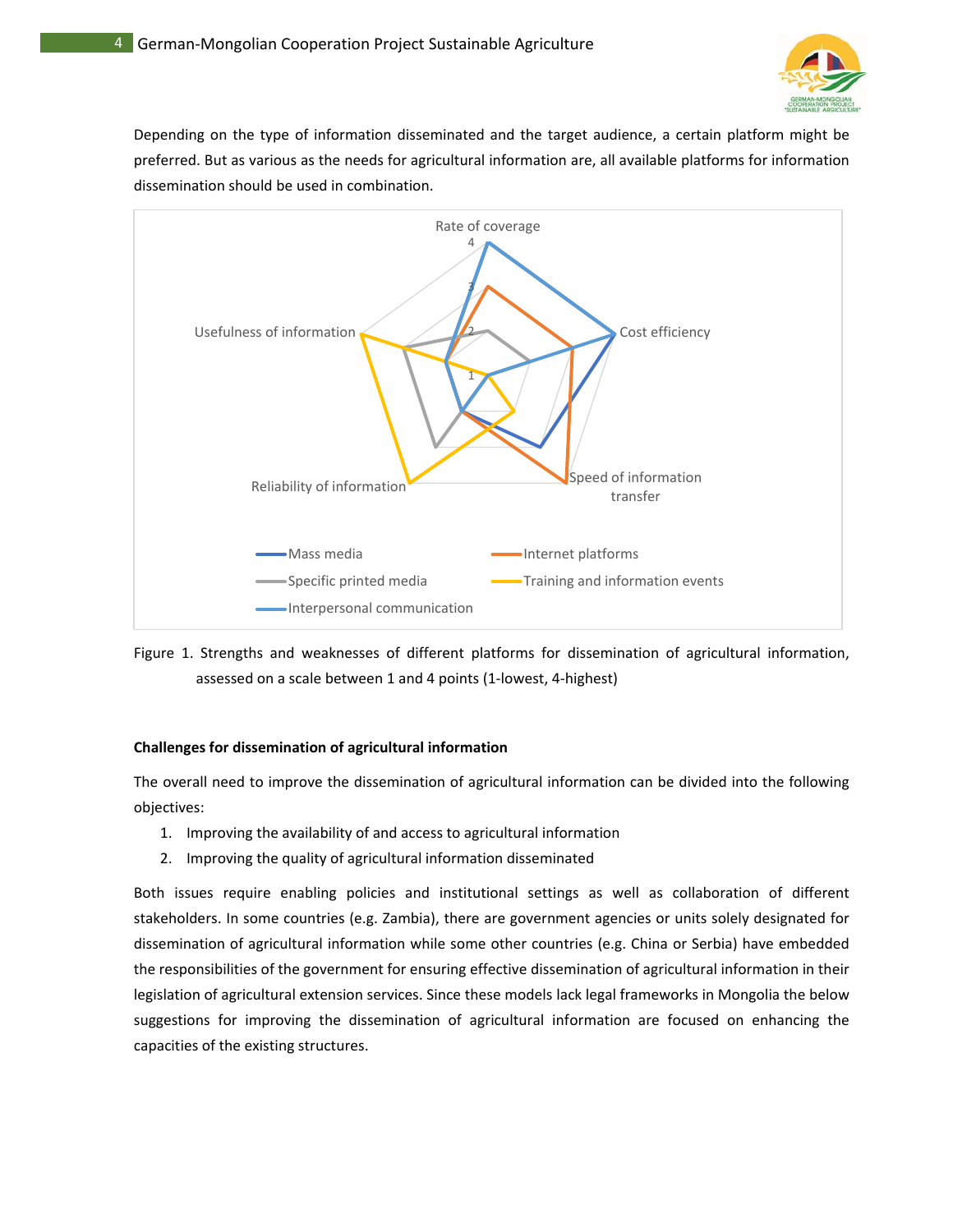Depending on the type of information disseminated and the target audience, a certain platform might be preferred. But as various as the needs for agricultural information are, all available platforms for information dissemination should be used in combination.

Figure 1. Strengths and weaknesses of different platforms for dissemination of agricultural information, assessed on a scale between 1 and 4 points (1-lowest, 4-highest)

**Challenges for dissemination of agricultural information**

The overall need to improve the dissemination of agricultural information can be divided into the following objectives:

1. Improving the availability of and access to agricultural information
2. Improving the quality of agricultural information disseminated

Both issues require enabling policies and institutional settings as well as collaboration of different stakeholders. In some countries (e.g. Zambia), there are government agencies or units solely designated for dissemination of agricultural information while some other countries (e.g. China or Serbia) have embedded the responsibilities of the government for ensuring effective dissemination of agricultural information in their legislation of agricultural extension services. Since these models lack legal frameworks in Mongolia the below suggestions for improving the dissemination of agricultural information are focused on enhancing the capacities of the existing structures.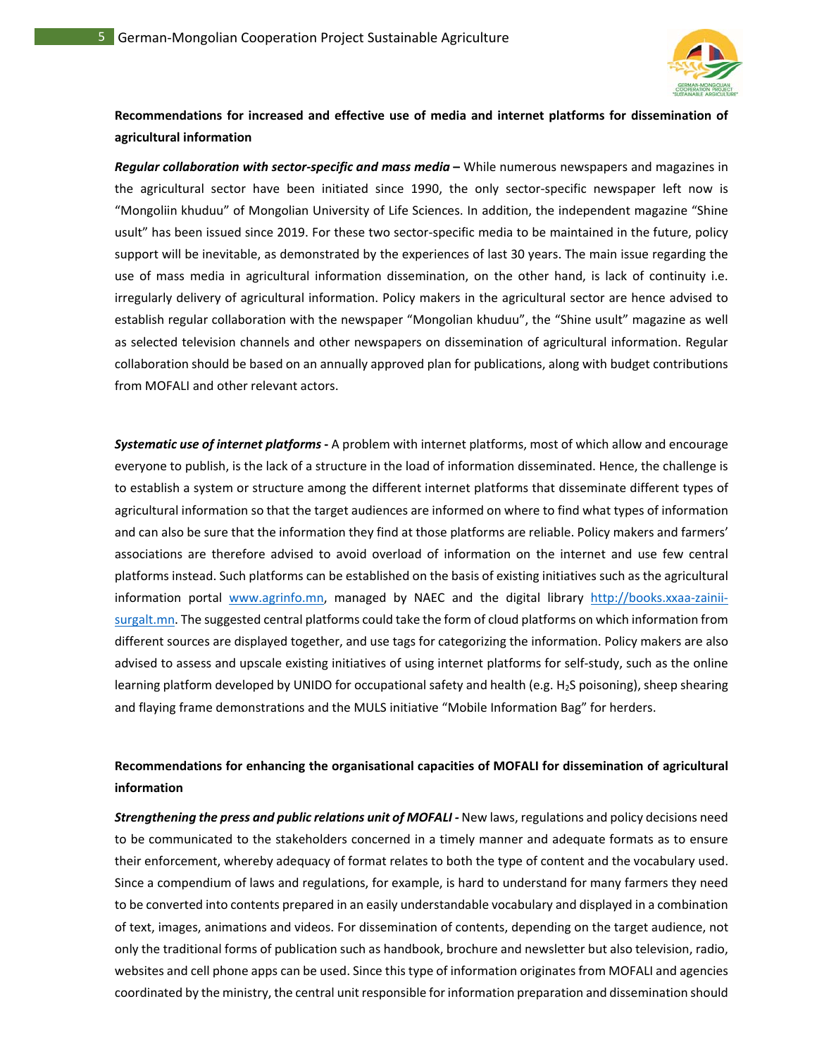**Recommendations for increased and effective use of media and internet platforms for dissemination of agricultural information**

***Regular collaboration with sector-specific and mass media –*** While numerous newspapers and magazines in the agricultural sector have been initiated since 1990, the only sector-specific newspaper left now is "Mongoliin khuduu" of Mongolian University of Life Sciences. In addition, the independent magazine "Shine usult" has been issued since 2019. For these two sector-specific media to be maintained in the future, policy support will be inevitable, as demonstrated by the experiences of last 30 years. The main issue regarding the use of mass media in agricultural information dissemination, on the other hand, is lack of continuity i.e. irregularly delivery of agricultural information. Policy makers in the agricultural sector are hence advised to establish regular collaboration with the newspaper "Mongolian khuduu", the "Shine usult" magazine as well as selected television channels and other newspapers on dissemination of agricultural information. Regular collaboration should be based on an annually approved plan for publications, along with budget contributions from MOFALI and other relevant actors.

***Systematic use of internet platforms -*** A problem with internet platforms, most of which allow and encourage everyone to publish, is the lack of a structure in the load of information disseminated. Hence, the challenge is to establish a system or structure among the different internet platforms that disseminate different types of agricultural information so that the target audiences are informed on where to find what types of information and can also be sure that the information they find at those platforms are reliable. Policy makers and farmers' associations are therefore advised to avoid overload of information on the internet and use few central platforms instead. Such platforms can be established on the basis of existing initiatives such as the agricultural information portal www.agrinfo.mn, managed by NAEC and the digital library http://books.xxaa-zainii-surgalt.mn. The suggested central platforms could take the form of cloud platforms on which information from different sources are displayed together, and use tags for categorizing the information. Policy makers are also advised to assess and upscale existing initiatives of using internet platforms for self-study, such as the online learning platform developed by UNIDO for occupational safety and health (e.g. $H_2S$ poisoning), sheep shearing and flaying frame demonstrations and the MULS initiative "Mobile Information Bag" for herders.

**Recommendations for enhancing the organisational capacities of MOFALI for dissemination of agricultural information**

***Strengthening the press and public relations unit of MOFALI -*** New laws, regulations and policy decisions need to be communicated to the stakeholders concerned in a timely manner and adequate formats as to ensure their enforcement, whereby adequacy of format relates to both the type of content and the vocabulary used. Since a compendium of laws and regulations, for example, is hard to understand for many farmers they need to be converted into contents prepared in an easily understandable vocabulary and displayed in a combination of text, images, animations and videos. For dissemination of contents, depending on the target audience, not only the traditional forms of publication such as handbook, brochure and newsletter but also television, radio, websites and cell phone apps can be used. Since this type of information originates from MOFALI and agencies coordinated by the ministry, the central unit responsible for information preparation and dissemination should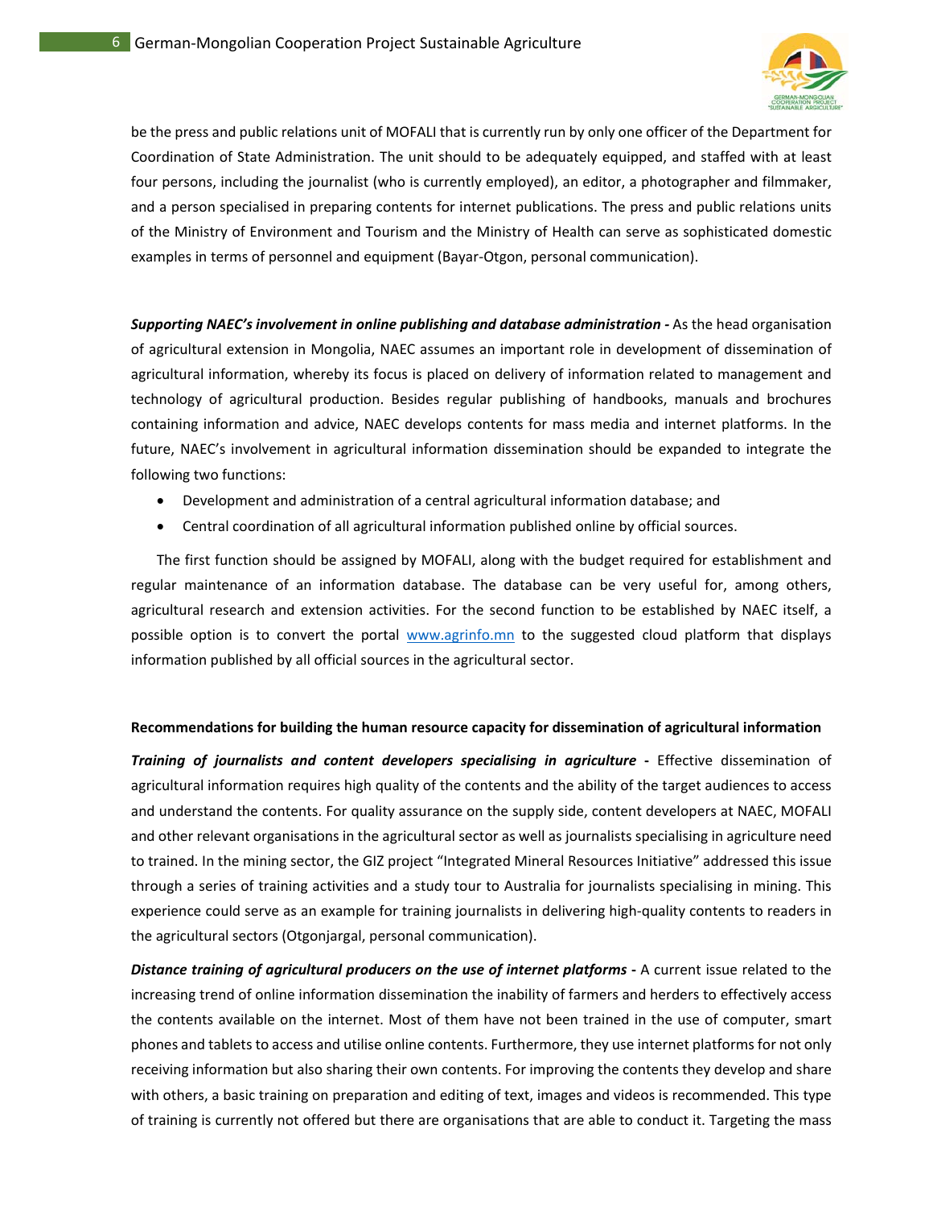be the press and public relations unit of MOFALI that is currently run by only one officer of the Department for Coordination of State Administration. The unit should to be adequately equipped, and staffed with at least four persons, including the journalist (who is currently employed), an editor, a photographer and filmmaker, and a person specialised in preparing contents for internet publications. The press and public relations units of the Ministry of Environment and Tourism and the Ministry of Health can serve as sophisticated domestic examples in terms of personnel and equipment (Bayar-Otgon, personal communication).

***Supporting NAEC's involvement in online publishing and database administration* -** As the head organisation of agricultural extension in Mongolia, NAEC assumes an important role in development of dissemination of agricultural information, whereby its focus is placed on delivery of information related to management and technology of agricultural production. Besides regular publishing of handbooks, manuals and brochures containing information and advice, NAEC develops contents for mass media and internet platforms. In the future, NAEC's involvement in agricultural information dissemination should be expanded to integrate the following two functions:

- Development and administration of a central agricultural information database; and
- Central coordination of all agricultural information published online by official sources.

The first function should be assigned by MOFALI, along with the budget required for establishment and regular maintenance of an information database. The database can be very useful for, among others, agricultural research and extension activities. For the second function to be established by NAEC itself, a possible option is to convert the portal www.agrinfo.mn to the suggested cloud platform that displays information published by all official sources in the agricultural sector.

**Recommendations for building the human resource capacity for dissemination of agricultural information**

***Training of journalists and content developers specialising in agriculture* -** Effective dissemination of agricultural information requires high quality of the contents and the ability of the target audiences to access and understand the contents. For quality assurance on the supply side, content developers at NAEC, MOFALI and other relevant organisations in the agricultural sector as well as journalists specialising in agriculture need to trained. In the mining sector, the GIZ project "Integrated Mineral Resources Initiative" addressed this issue through a series of training activities and a study tour to Australia for journalists specialising in mining. This experience could serve as an example for training journalists in delivering high-quality contents to readers in the agricultural sectors (Otgonjargal, personal communication).

***Distance training of agricultural producers on the use of internet platforms* -** A current issue related to the increasing trend of online information dissemination the inability of farmers and herders to effectively access the contents available on the internet. Most of them have not been trained in the use of computer, smart phones and tablets to access and utilise online contents. Furthermore, they use internet platforms for not only receiving information but also sharing their own contents. For improving the contents they develop and share with others, a basic training on preparation and editing of text, images and videos is recommended. This type of training is currently not offered but there are organisations that are able to conduct it. Targeting the mass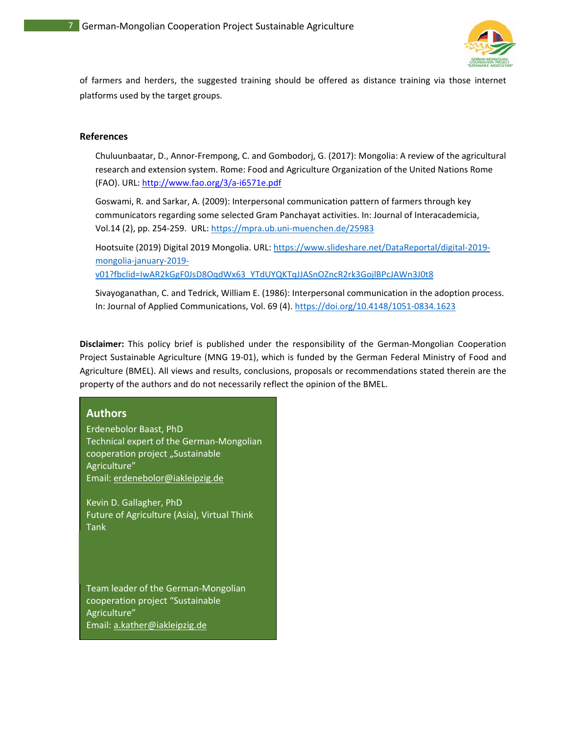of farmers and herders, the suggested training should be offered as distance training via those internet platforms used by the target groups.

## References

Chuluunbaatar, D., Annor-Frempong, C. and Gombodorj, G. (2017): Mongolia: A review of the agricultural research and extension system. Rome: Food and Agriculture Organization of the United Nations Rome (FAO). URL: http://www.fao.org/3/a-i6571e.pdf

Goswami, R. and Sarkar, A. (2009): Interpersonal communication pattern of farmers through key communicators regarding some selected Gram Panchayat activities. In: Journal of Interacademicia, Vol.14 (2), pp. 254-259. URL: https://mpra.ub.uni-muenchen.de/25983

Hootsuite (2019) Digital 2019 Mongolia. URL: https://www.slideshare.net/DataReportal/digital-2019-mongolia-january-2019-v01?fbclid=IwAR2kGgF0JsD8OqdWx63_YTdUYQKTqJJASnOZncR2rk3GojlBPcJAWn3J0t8

Sivayoganathan, C. and Tedrick, William E. (1986): Interpersonal communication in the adoption process. In: Journal of Applied Communications, Vol. 69 (4). https://doi.org/10.4148/1051-0834.1623

**Disclaimer:** This policy brief is published under the responsibility of the German-Mongolian Cooperation Project Sustainable Agriculture (MNG 19-01), which is funded by the German Federal Ministry of Food and Agriculture (BMEL). All views and results, conclusions, proposals or recommendations stated therein are the property of the authors and do not necessarily reflect the opinion of the BMEL.

## Authors

Erdenebolor Baast, PhD
Technical expert of the German-Mongolian cooperation project „Sustainable Agriculture"
Email: erdenebolor@iakleipzig.de

Kevin D. Gallagher, PhD
Future of Agriculture (Asia), Virtual Think Tank

Team leader of the German-Mongolian cooperation project "Sustainable Agriculture"
Email: a.kather@iakleipzig.de